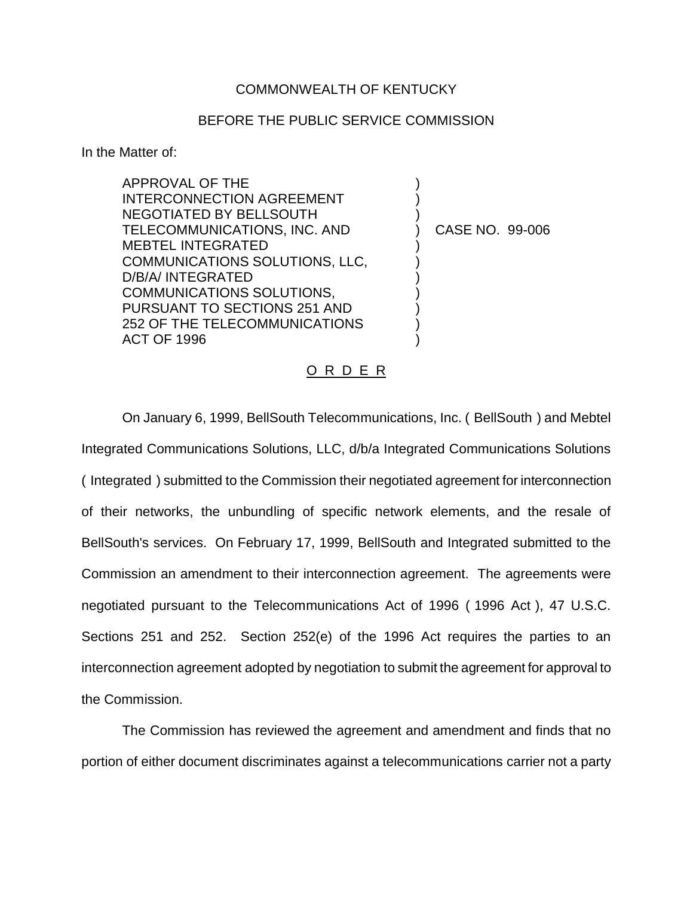COMMONWEALTH OF KENTUCKY

BEFORE THE PUBLIC SERVICE COMMISSION

In the Matter of:

APPROVAL OF THE INTERCONNECTION AGREEMENT NEGOTIATED BY BELLSOUTH TELECOMMUNICATIONS, INC. AND MEBTEL INTEGRATED COMMUNICATIONS SOLUTIONS, LLC, D/B/A/ INTEGRATED COMMUNICATIONS SOLUTIONS, PURSUANT TO SECTIONS 251 AND 252 OF THE TELECOMMUNICATIONS ACT OF 1996 ) CASE NO. 99-006

O R D E R

On January 6, 1999, BellSouth Telecommunications, Inc. ( BellSouth ) and Mebtel Integrated Communications Solutions, LLC, d/b/a Integrated Communications Solutions ( Integrated ) submitted to the Commission their negotiated agreement for interconnection of their networks, the unbundling of specific network elements, and the resale of BellSouth's services. On February 17, 1999, BellSouth and Integrated submitted to the Commission an amendment to their interconnection agreement. The agreements were negotiated pursuant to the Telecommunications Act of 1996 ( 1996 Act ), 47 U.S.C. Sections 251 and 252. Section 252(e) of the 1996 Act requires the parties to an interconnection agreement adopted by negotiation to submit the agreement for approval to the Commission.

The Commission has reviewed the agreement and amendment and finds that no portion of either document discriminates against a telecommunications carrier not a party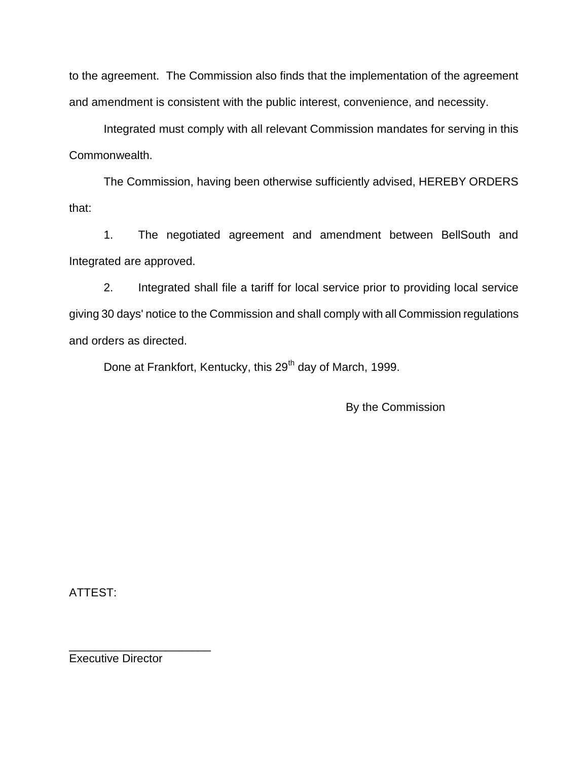to the agreement. The Commission also finds that the implementation of the agreement and amendment is consistent with the public interest, convenience, and necessity.

Integrated must comply with all relevant Commission mandates for serving in this Commonwealth.

The Commission, having been otherwise sufficiently advised, HEREBY ORDERS that:

1. The negotiated agreement and amendment between BellSouth and Integrated are approved.

2. Integrated shall file a tariff for local service prior to providing local service giving 30 days' notice to the Commission and shall comply with all Commission regulations and orders as directed.

Done at Frankfort, Kentucky, this 29th day of March, 1999.

By the Commission

ATTEST:

______________________
Executive Director